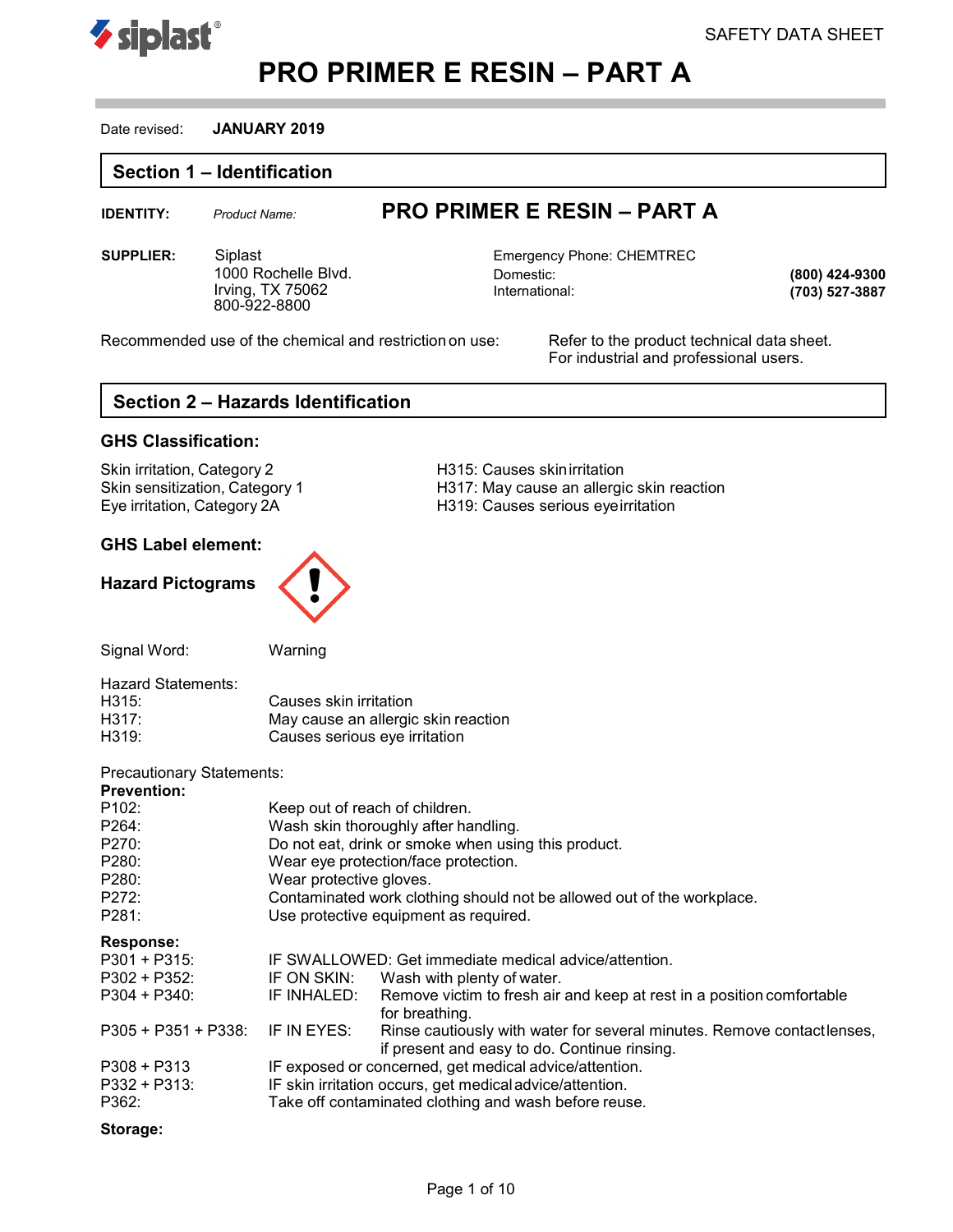# PRO PRIMER E RESIN – PART A

SAFETY DATA SHEET

Date revised: **JANUARY 2019**

## Section 1 – Identification

**IDENTITY:** *Product Name:* **PRO PRIMER E RESIN – PART A**

**SUPPLIER:**
Siplast
1000 Rochelle Blvd.
Irving, TX 75062
800-922-8800

Emergency Phone: CHEMTREC
Domestic: **(800) 424-9300**
International: **(703) 527-3887**

Recommended use of the chemical and restriction on use: Refer to the product technical data sheet. For industrial and professional users.

## Section 2 – Hazards Identification

### GHS Classification:

| | |
|---|---|
| Skin irritation, Category 2 | H315: Causes skin irritation |
| Skin sensitization, Category 1 | H317: May cause an allergic skin reaction |
| Eye irritation, Category 2A | H319: Causes serious eye irritation |

### GHS Label element:

**Hazard Pictograms**

Signal Word: Warning

Hazard Statements:

| | |
|---|---|
| H315: | Causes skin irritation |
| H317: | May cause an allergic skin reaction |
| H319: | Causes serious eye irritation |

Precautionary Statements:

**Prevention:**

| | |
|---|---|
| P102: | Keep out of reach of children. |
| P264: | Wash skin thoroughly after handling. |
| P270: | Do not eat, drink or smoke when using this product. |
| P280: | Wear eye protection/face protection. |
| P280: | Wear protective gloves. |
| P272: | Contaminated work clothing should not be allowed out of the workplace. |
| P281: | Use protective equipment as required. |

**Response:**

| | |
|---|---|
| P301 + P315: | IF SWALLOWED: Get immediate medical advice/attention. |
| P302 + P352: | IF ON SKIN: Wash with plenty of water. |
| P304 + P340: | IF INHALED: Remove victim to fresh air and keep at rest in a position comfortable for breathing. |
| P305 + P351 + P338: | IF IN EYES: Rinse cautiously with water for several minutes. Remove contact lenses, if present and easy to do. Continue rinsing. |
| P308 + P313 | IF exposed or concerned, get medical advice/attention. |
| P332 + P313: | IF skin irritation occurs, get medical advice/attention. |
| P362: | Take off contaminated clothing and wash before reuse. |

**Storage:**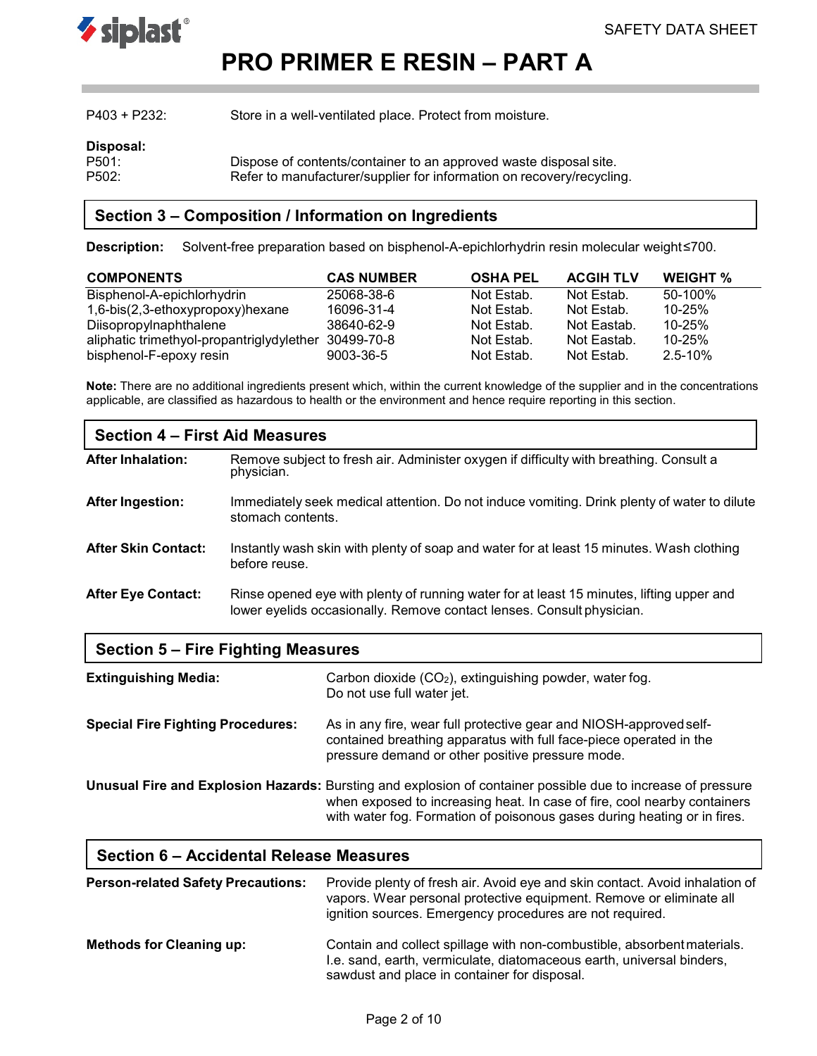P403 + P232: Store in a well-ventilated place. Protect from moisture.

**Disposal:**

P501: Dispose of contents/container to an approved waste disposal site.
P502: Refer to manufacturer/supplier for information on recovery/recycling.

## Section 3 – Composition / Information on Ingredients

**Description:** Solvent-free preparation based on bisphenol-A-epichlorhydrin resin molecular weight≤700.

| COMPONENTS | CAS NUMBER | OSHA PEL | ACGIH TLV | WEIGHT % |
|---|---|---|---|---|
| Bisphenol-A-epichlorhydrin | 25068-38-6 | Not Estab. | Not Estab. | 50-100% |
| 1,6-bis(2,3-ethoxypropoxy)hexane | 16096-31-4 | Not Estab. | Not Estab. | 10-25% |
| Diisopropylnaphthalene | 38640-62-9 | Not Estab. | Not Eastab. | 10-25% |
| aliphatic trimethyol-propantriglydylether | 30499-70-8 | Not Estab. | Not Eastab. | 10-25% |
| bisphenol-F-epoxy resin | 9003-36-5 | Not Estab. | Not Estab. | 2.5-10% |

**Note:** There are no additional ingredients present which, within the current knowledge of the supplier and in the concentrations applicable, are classified as hazardous to health or the environment and hence require reporting in this section.

## Section 4 – First Aid Measures

**After Inhalation:** Remove subject to fresh air. Administer oxygen if difficulty with breathing. Consult a physician.

**After Ingestion:** Immediately seek medical attention. Do not induce vomiting. Drink plenty of water to dilute stomach contents.

**After Skin Contact:** Instantly wash skin with plenty of soap and water for at least 15 minutes. Wash clothing before reuse.

**After Eye Contact:** Rinse opened eye with plenty of running water for at least 15 minutes, lifting upper and lower eyelids occasionally. Remove contact lenses. Consult physician.

## Section 5 – Fire Fighting Measures

**Extinguishing Media:** Carbon dioxide ($CO_2$), extinguishing powder, water fog. Do not use full water jet.

**Special Fire Fighting Procedures:** As in any fire, wear full protective gear and NIOSH-approved self-contained breathing apparatus with full face-piece operated in the pressure demand or other positive pressure mode.

**Unusual Fire and Explosion Hazards:** Bursting and explosion of container possible due to increase of pressure when exposed to increasing heat. In case of fire, cool nearby containers with water fog. Formation of poisonous gases during heating or in fires.

## Section 6 – Accidental Release Measures

**Person-related Safety Precautions:** Provide plenty of fresh air. Avoid eye and skin contact. Avoid inhalation of vapors. Wear personal protective equipment. Remove or eliminate all ignition sources. Emergency procedures are not required.

**Methods for Cleaning up:** Contain and collect spillage with non-combustible, absorbent materials. I.e. sand, earth, vermiculate, diatomaceous earth, universal binders, sawdust and place in container for disposal.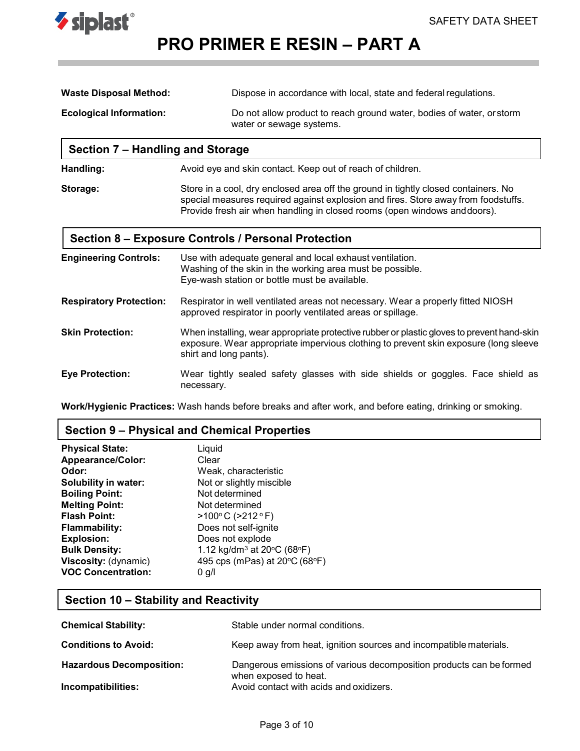**Waste Disposal Method:** Dispose in accordance with local, state and federal regulations.

**Ecological Information:** Do not allow product to reach ground water, bodies of water, or storm water or sewage systems.

## Section 7 – Handling and Storage

**Handling:** Avoid eye and skin contact. Keep out of reach of children.

**Storage:** Store in a cool, dry enclosed area off the ground in tightly closed containers. No special measures required against explosion and fires. Store away from foodstuffs. Provide fresh air when handling in closed rooms (open windows and doors).

## Section 8 – Exposure Controls / Personal Protection

**Engineering Controls:** Use with adequate general and local exhaust ventilation. Washing of the skin in the working area must be possible. Eye-wash station or bottle must be available.

**Respiratory Protection:** Respirator in well ventilated areas not necessary. Wear a properly fitted NIOSH approved respirator in poorly ventilated areas or spillage.

**Skin Protection:** When installing, wear appropriate protective rubber or plastic gloves to prevent hand-skin exposure. Wear appropriate impervious clothing to prevent skin exposure (long sleeve shirt and long pants).

**Eye Protection:** Wear tightly sealed safety glasses with side shields or goggles. Face shield as necessary.

**Work/Hygienic Practices:** Wash hands before breaks and after work, and before eating, drinking or smoking.

## Section 9 – Physical and Chemical Properties

**Physical State:** Liquid
**Appearance/Color:** Clear
**Odor:** Weak, characteristic
**Solubility in water:** Not or slightly miscible
**Boiling Point:** Not determined
**Melting Point:** Not determined
**Flash Point:** >100°C (>212°F)
**Flammability:** Does not self-ignite
**Explosion:** Does not explode
**Bulk Density:** 1.12 kg/dm$^3$ at 20°C (68°F)
**Viscosity:** (dynamic) 495 cps (mPas) at 20°C (68°F)
**VOC Concentration:** 0 g/l

## Section 10 – Stability and Reactivity

**Chemical Stability:** Stable under normal conditions.

**Conditions to Avoid:** Keep away from heat, ignition sources and incompatible materials.

**Hazardous Decomposition:** Dangerous emissions of various decomposition products can be formed when exposed to heat.

**Incompatibilities:** Avoid contact with acids and oxidizers.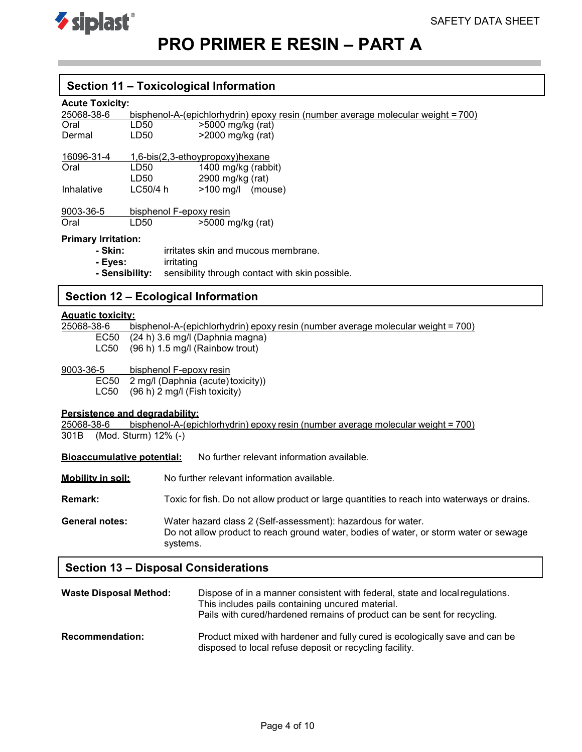## Section 11 – Toxicological Information

**Acute Toxicity:**

25068-38-6 bisphenol-A-(epichlorhydrin) epoxy resin (number average molecular weight = 700)

| | | |
|---|---|---|
| Oral | LD50 | >5000 mg/kg (rat) |
| Dermal | LD50 | >2000 mg/kg (rat) |

16096-31-4 1,6-bis(2,3-ethoypropoxy)hexane

| | | |
|---|---|---|
| Oral | LD50 | 1400 mg/kg (rabbit) |
| | LD50 | 2900 mg/kg (rat) |
| Inhalative | LC50/4 h | >100 mg/l (mouse) |

9003-36-5 bisphenol F-epoxy resin

| | | |
|---|---|---|
| Oral | LD50 | >5000 mg/kg (rat) |

**Primary Irritation:**

- **Skin:** irritates skin and mucous membrane.
- **Eyes:** irritating
- **Sensibility:** sensibility through contact with skin possible.

## Section 12 – Ecological Information

**Aquatic toxicity:**

25068-38-6 bisphenol-A-(epichlorhydrin) epoxy resin (number average molecular weight = 700)

EC50 (24 h) 3.6 mg/l (Daphnia magna)
LC50 (96 h) 1.5 mg/l (Rainbow trout)

9003-36-5 bisphenol F-epoxy resin

EC50 2 mg/l (Daphnia (acute) toxicity))
LC50 (96 h) 2 mg/l (Fish toxicity)

**Persistence and degradability:**

25068-38-6 bisphenol-A-(epichlorhydrin) epoxy resin (number average molecular weight = 700)

301B (Mod. Sturm) 12% (-)

**Bioaccumulative potential:** No further relevant information available.

**Mobility in soil:** No further relevant information available.

**Remark:** Toxic for fish. Do not allow product or large quantities to reach into waterways or drains.

**General notes:** Water hazard class 2 (Self-assessment): hazardous for water.
Do not allow product to reach ground water, bodies of water, or storm water or sewage systems.

## Section 13 – Disposal Considerations

**Waste Disposal Method:** Dispose of in a manner consistent with federal, state and local regulations.
This includes pails containing uncured material.
Pails with cured/hardened remains of product can be sent for recycling.

**Recommendation:** Product mixed with hardener and fully cured is ecologically save and can be disposed to local refuse deposit or recycling facility.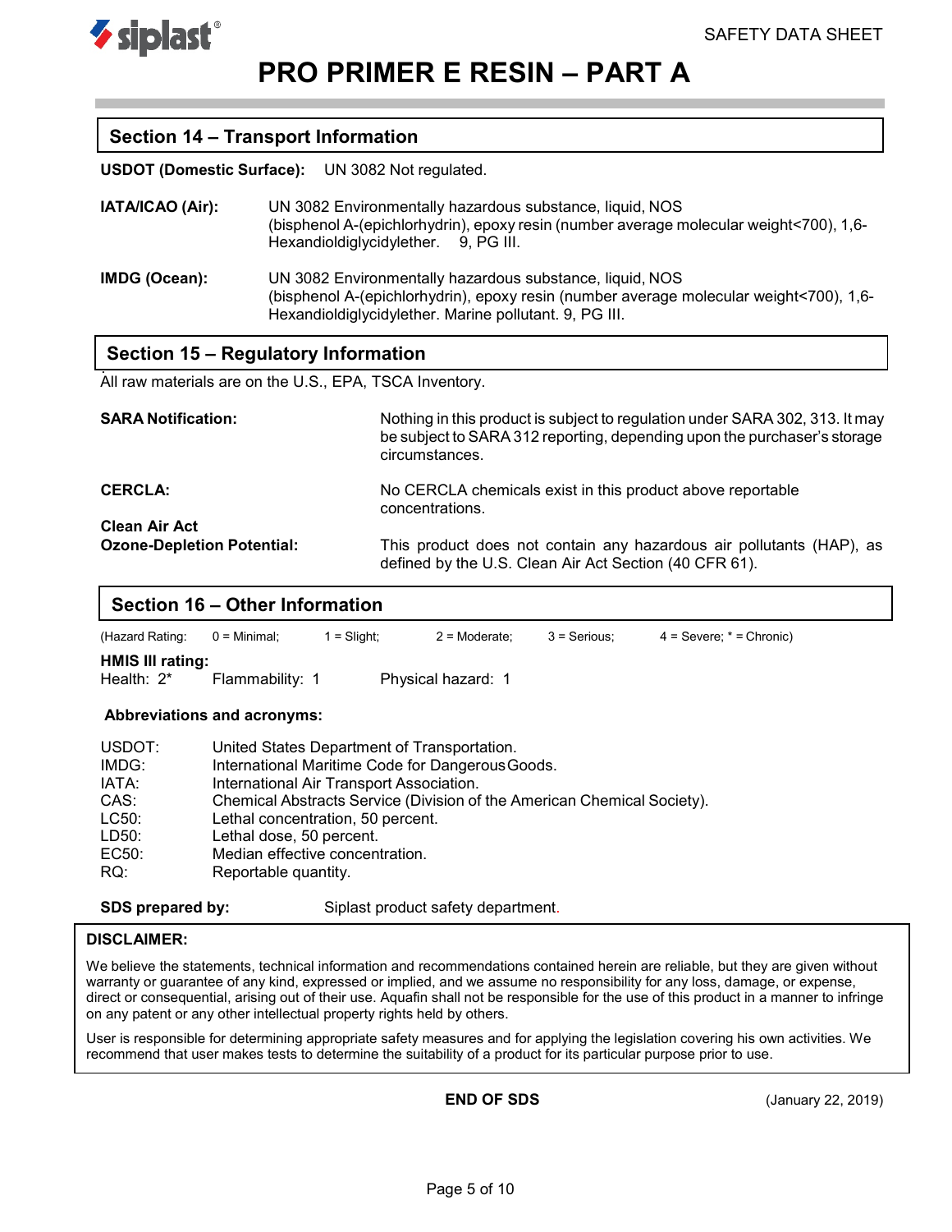## Section 14 – Transport Information

**USDOT (Domestic Surface):** UN 3082 Not regulated.

**IATA/ICAO (Air):** UN 3082 Environmentally hazardous substance, liquid, NOS (bisphenol A-(epichlorhydrin), epoxy resin (number average molecular weight<700), 1,6-Hexandioldiglycidylether. 9, PG III.

**IMDG (Ocean):** UN 3082 Environmentally hazardous substance, liquid, NOS (bisphenol A-(epichlorhydrin), epoxy resin (number average molecular weight<700), 1,6-Hexandioldiglycidylether. Marine pollutant. 9, PG III.

## Section 15 – Regulatory Information

All raw materials are on the U.S., EPA, TSCA Inventory.

**SARA Notification:** Nothing in this product is subject to regulation under SARA 302, 313. It may be subject to SARA 312 reporting, depending upon the purchaser's storage circumstances.

**CERCLA:** No CERCLA chemicals exist in this product above reportable concentrations.

**Clean Air Act**
**Ozone-Depletion Potential:** This product does not contain any hazardous air pollutants (HAP), as defined by the U.S. Clean Air Act Section (40 CFR 61).

## Section 16 – Other Information

(Hazard Rating: 0 = Minimal; 1 = Slight; 2 = Moderate; 3 = Serious; 4 = Severe; * = Chronic)

**HMIS III rating:**
Health: 2* Flammability: 1 Physical hazard: 1

**Abbreviations and acronyms:**

USDOT: United States Department of Transportation.
IMDG: International Maritime Code for Dangerous Goods.
IATA: International Air Transport Association.
CAS: Chemical Abstracts Service (Division of the American Chemical Society).
LC50: Lethal concentration, 50 percent.
LD50: Lethal dose, 50 percent.
EC50: Median effective concentration.
RQ: Reportable quantity.

**SDS prepared by:** Siplast product safety department.

**DISCLAIMER:**

We believe the statements, technical information and recommendations contained herein are reliable, but they are given without warranty or guarantee of any kind, expressed or implied, and we assume no responsibility for any loss, damage, or expense, direct or consequential, arising out of their use. Aquafin shall not be responsible for the use of this product in a manner to infringe on any patent or any other intellectual property rights held by others.

User is responsible for determining appropriate safety measures and for applying the legislation covering his own activities. We recommend that user makes tests to determine the suitability of a product for its particular purpose prior to use.

**END OF SDS** (January 22, 2019)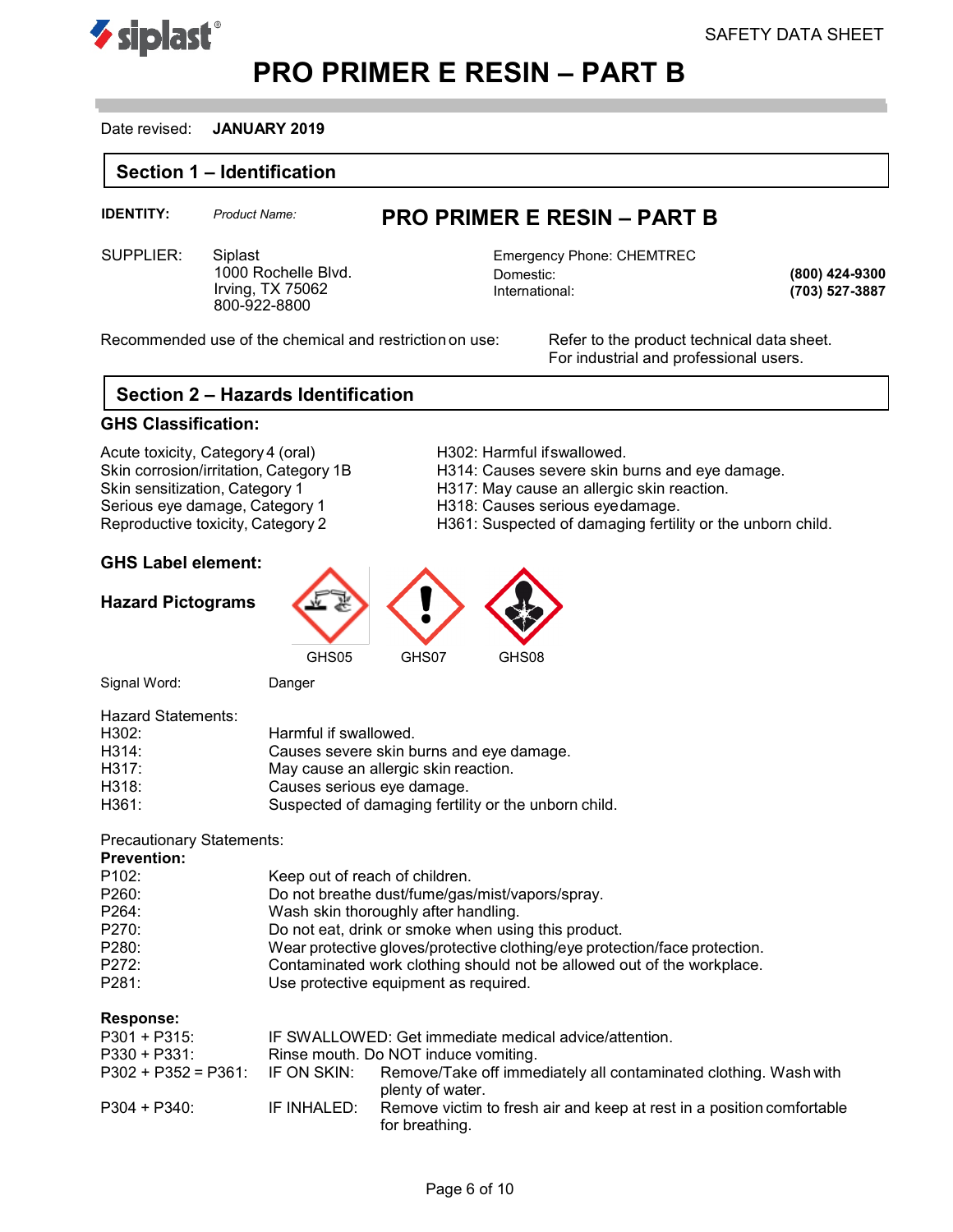# PRO PRIMER E RESIN – PART B

Date revised: **JANUARY 2019**

## Section 1 – Identification

**IDENTITY:** *Product Name:* **PRO PRIMER E RESIN – PART B**

SUPPLIER: Siplast
1000 Rochelle Blvd.
Irving, TX 75062
800-922-8800

Emergency Phone: CHEMTREC
Domestic: **(800) 424-9300**
International: **(703) 527-3887**

Recommended use of the chemical and restriction on use: Refer to the product technical data sheet. For industrial and professional users.

## Section 2 – Hazards Identification

### GHS Classification:

| | |
|---|---|
| Acute toxicity, Category 4 (oral) | H302: Harmful if swallowed. |
| Skin corrosion/irritation, Category 1B | H314: Causes severe skin burns and eye damage. |
| Skin sensitization, Category 1 | H317: May cause an allergic skin reaction. |
| Serious eye damage, Category 1 | H318: Causes serious eye damage. |
| Reproductive toxicity, Category 2 | H361: Suspected of damaging fertility or the unborn child. |

### GHS Label element:

**Hazard Pictograms**

GHS05 GHS07 GHS08

Signal Word: Danger

Hazard Statements:

| | |
|---|---|
| H302: | Harmful if swallowed. |
| H314: | Causes severe skin burns and eye damage. |
| H317: | May cause an allergic skin reaction. |
| H318: | Causes serious eye damage. |
| H361: | Suspected of damaging fertility or the unborn child. |

Precautionary Statements:

**Prevention:**

| | |
|---|---|
| P102: | Keep out of reach of children. |
| P260: | Do not breathe dust/fume/gas/mist/vapors/spray. |
| P264: | Wash skin thoroughly after handling. |
| P270: | Do not eat, drink or smoke when using this product. |
| P280: | Wear protective gloves/protective clothing/eye protection/face protection. |
| P272: | Contaminated work clothing should not be allowed out of the workplace. |
| P281: | Use protective equipment as required. |

**Response:**

| | |
|---|---|
| P301 + P315: | IF SWALLOWED: Get immediate medical advice/attention. |
| P330 + P331: | Rinse mouth. Do NOT induce vomiting. |
| P302 + P352 = P361: | IF ON SKIN: Remove/Take off immediately all contaminated clothing. Wash with plenty of water. |
| P304 + P340: | IF INHALED: Remove victim to fresh air and keep at rest in a position comfortable for breathing. |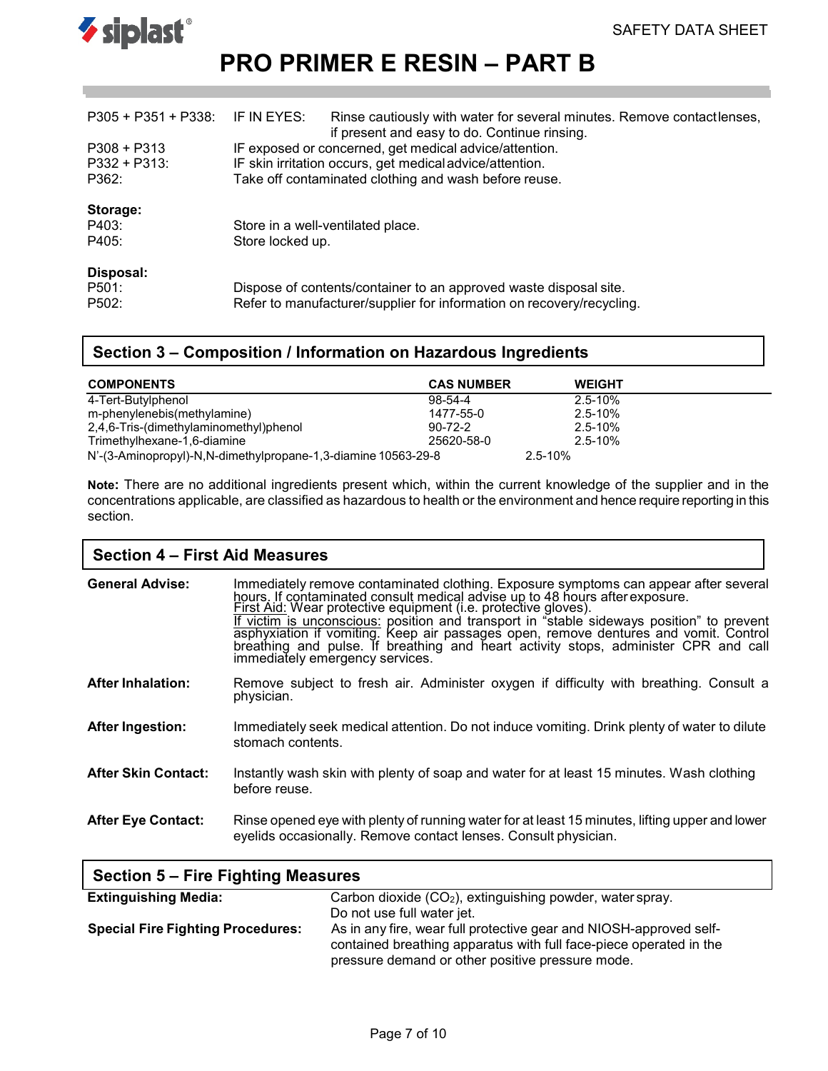| | | |
|---|---|---|
| P305 + P351 + P338: | IF IN EYES: | Rinse cautiously with water for several minutes. Remove contact lenses, if present and easy to do. Continue rinsing. |
| P308 + P313 | IF exposed or concerned, get medical advice/attention. | |
| P332 + P313: | IF skin irritation occurs, get medical advice/attention. | |
| P362: | Take off contaminated clothing and wash before reuse. | |

**Storage:**

P403: Store in a well-ventilated place.
P405: Store locked up.

**Disposal:**

P501: Dispose of contents/container to an approved waste disposal site.
P502: Refer to manufacturer/supplier for information on recovery/recycling.

## Section 3 – Composition / Information on Hazardous Ingredients

| COMPONENTS | CAS NUMBER | WEIGHT |
|---|---|---|
| 4-Tert-Butylphenol | 98-54-4 | 2.5-10% |
| m-phenylenebis(methylamine) | 1477-55-0 | 2.5-10% |
| 2,4,6-Tris-(dimethylaminomethyl)phenol | 90-72-2 | 2.5-10% |
| Trimethylhexane-1,6-diamine | 25620-58-0 | 2.5-10% |
| N'-(3-Aminopropyl)-N,N-dimethylpropane-1,3-diamine | 10563-29-8 | 2.5-10% |

**Note:** There are no additional ingredients present which, within the current knowledge of the supplier and in the concentrations applicable, are classified as hazardous to health or the environment and hence require reporting in this section.

## Section 4 – First Aid Measures

**General Advise:** Immediately remove contaminated clothing. Exposure symptoms can appear after several hours. If contaminated consult medical advise up to 48 hours after exposure.
First Aid: Wear protective equipment (i.e. protective gloves).
If victim is unconscious: position and transport in "stable sideways position" to prevent asphyxiation if vomiting. Keep air passages open, remove dentures and vomit. Control breathing and pulse. If breathing and heart activity stops, administer CPR and call immediately emergency services.

**After Inhalation:** Remove subject to fresh air. Administer oxygen if difficulty with breathing. Consult a physician.

**After Ingestion:** Immediately seek medical attention. Do not induce vomiting. Drink plenty of water to dilute stomach contents.

**After Skin Contact:** Instantly wash skin with plenty of soap and water for at least 15 minutes. Wash clothing before reuse.

**After Eye Contact:** Rinse opened eye with plenty of running water for at least 15 minutes, lifting upper and lower eyelids occasionally. Remove contact lenses. Consult physician.

## Section 5 – Fire Fighting Measures

**Extinguishing Media:** Carbon dioxide ($CO_2$), extinguishing powder, water spray. Do not use full water jet.

**Special Fire Fighting Procedures:** As in any fire, wear full protective gear and NIOSH-approved self-contained breathing apparatus with full face-piece operated in the pressure demand or other positive pressure mode.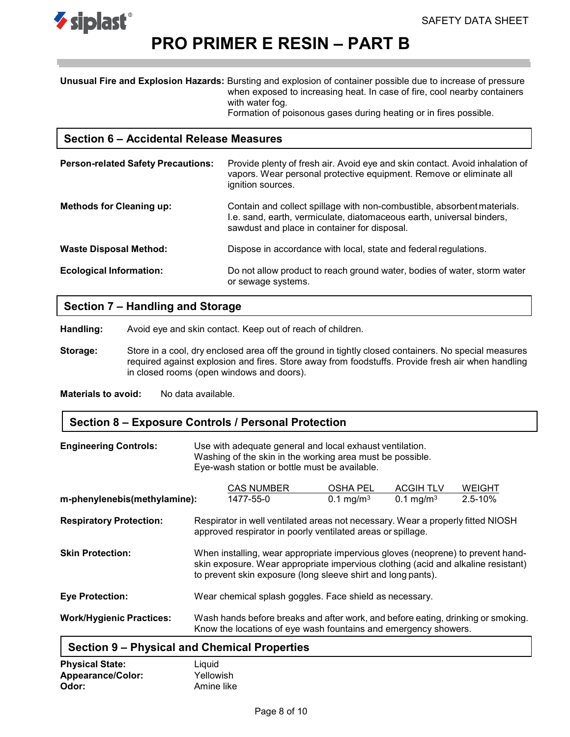**Unusual Fire and Explosion Hazards:** Bursting and explosion of container possible due to increase of pressure when exposed to increasing heat. In case of fire, cool nearby containers with water fog.
Formation of poisonous gases during heating or in fires possible.

## Section 6 – Accidental Release Measures

**Person-related Safety Precautions:** Provide plenty of fresh air. Avoid eye and skin contact. Avoid inhalation of vapors. Wear personal protective equipment. Remove or eliminate all ignition sources.

**Methods for Cleaning up:** Contain and collect spillage with non-combustible, absorbent materials. I.e. sand, earth, vermiculate, diatomaceous earth, universal binders, sawdust and place in container for disposal.

**Waste Disposal Method:** Dispose in accordance with local, state and federal regulations.

**Ecological Information:** Do not allow product to reach ground water, bodies of water, storm water or sewage systems.

## Section 7 – Handling and Storage

**Handling:** Avoid eye and skin contact. Keep out of reach of children.

**Storage:** Store in a cool, dry enclosed area off the ground in tightly closed containers. No special measures required against explosion and fires. Store away from foodstuffs. Provide fresh air when handling in closed rooms (open windows and doors).

**Materials to avoid:** No data available.

## Section 8 – Exposure Controls / Personal Protection

**Engineering Controls:** Use with adequate general and local exhaust ventilation.
Washing of the skin in the working area must be possible.
Eye-wash station or bottle must be available.

| | CAS NUMBER | OSHA PEL | ACGIH TLV | WEIGHT |
|---|---|---|---|---|
| **m-phenylenebis(methylamine):** | 1477-55-0 | 0.1 mg/m$^3$ | 0.1 mg/m$^3$ | 2.5-10% |

**Respiratory Protection:** Respirator in well ventilated areas not necessary. Wear a properly fitted NIOSH approved respirator in poorly ventilated areas or spillage.

**Skin Protection:** When installing, wear appropriate impervious gloves (neoprene) to prevent hand-skin exposure. Wear appropriate impervious clothing (acid and alkaline resistant) to prevent skin exposure (long sleeve shirt and long pants).

**Eye Protection:** Wear chemical splash goggles. Face shield as necessary.

**Work/Hygienic Practices:** Wash hands before breaks and after work, and before eating, drinking or smoking. Know the locations of eye wash fountains and emergency showers.

## Section 9 – Physical and Chemical Properties

**Physical State:** Liquid
**Appearance/Color:** Yellowish
**Odor:** Amine like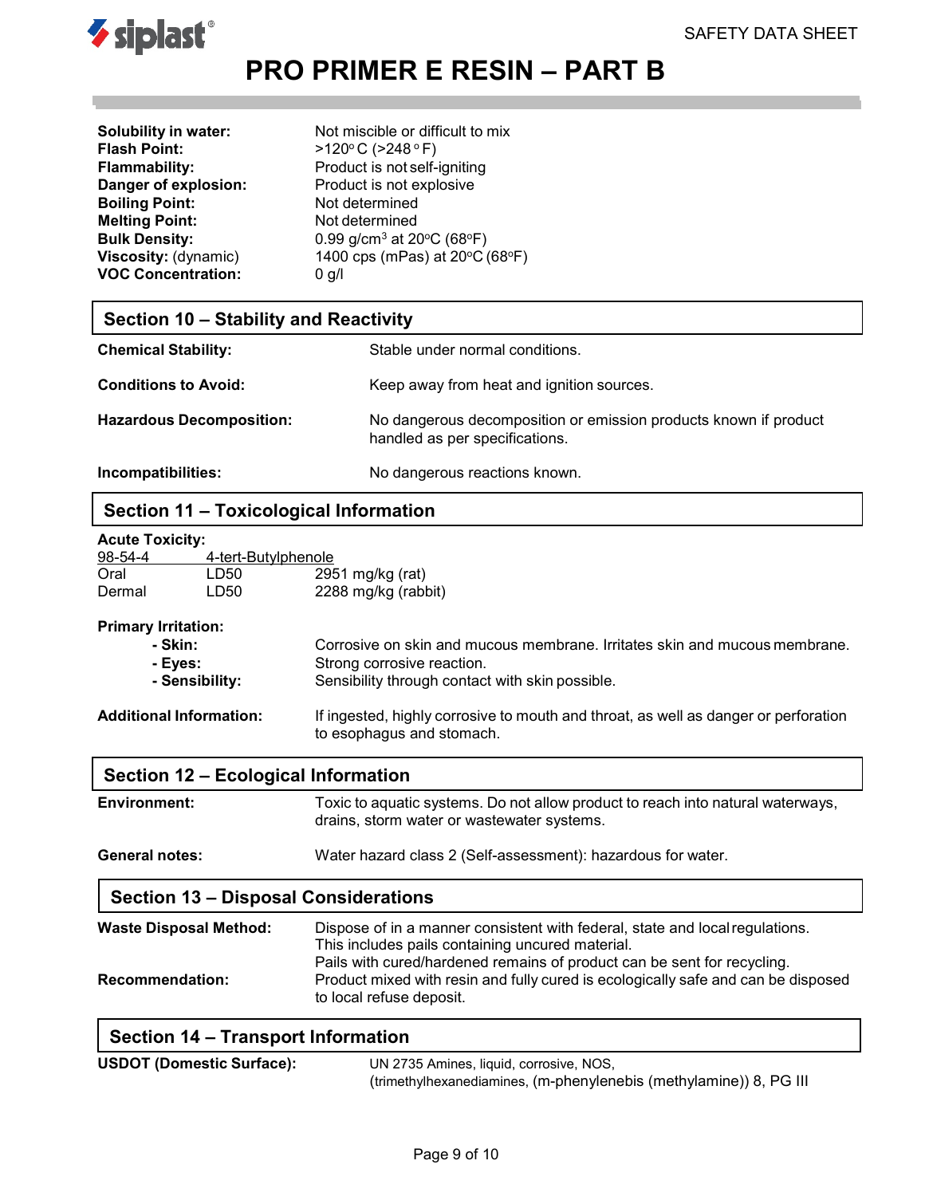| | |
|---|---|
| **Solubility in water:** | Not miscible or difficult to mix |
| **Flash Point:** | >120° C (>248 ° F) |
| **Flammability:** | Product is not self-igniting |
| **Danger of explosion:** | Product is not explosive |
| **Boiling Point:** | Not determined |
| **Melting Point:** | Not determined |
| **Bulk Density:** | 0.99 g/cm³ at 20°C (68°F) |
| **Viscosity:** (dynamic) | 1400 cps (mPas) at 20°C (68°F) |
| **VOC Concentration:** | 0 g/l |

## Section 10 – Stability and Reactivity

| | |
|---|---|
| **Chemical Stability:** | Stable under normal conditions. |
| **Conditions to Avoid:** | Keep away from heat and ignition sources. |
| **Hazardous Decomposition:** | No dangerous decomposition or emission products known if product handled as per specifications. |
| **Incompatibilities:** | No dangerous reactions known. |

## Section 11 – Toxicological Information

**Acute Toxicity:**

| 98-54-4 | 4-tert-Butylphenole | |
|---|---|---|
| Oral | LD50 | 2951 mg/kg (rat) |
| Dermal | LD50 | 2288 mg/kg (rabbit) |

**Primary Irritation:**

| | |
|---|---|
| **- Skin:** | Corrosive on skin and mucous membrane. Irritates skin and mucous membrane. |
| **- Eyes:** | Strong corrosive reaction. |
| **- Sensibility:** | Sensibility through contact with skin possible. |

**Additional Information:** If ingested, highly corrosive to mouth and throat, as well as danger or perforation to esophagus and stomach.

## Section 12 – Ecological Information

| | |
|---|---|
| **Environment:** | Toxic to aquatic systems. Do not allow product to reach into natural waterways, drains, storm water or wastewater systems. |
| **General notes:** | Water hazard class 2 (Self-assessment): hazardous for water. |

## Section 13 – Disposal Considerations

| | |
|---|---|
| **Waste Disposal Method:** | Dispose of in a manner consistent with federal, state and local regulations. This includes pails containing uncured material. Pails with cured/hardened remains of product can be sent for recycling. |
| **Recommendation:** | Product mixed with resin and fully cured is ecologically safe and can be disposed to local refuse deposit. |

## Section 14 – Transport Information

| | |
|---|---|
| **USDOT (Domestic Surface):** | UN 2735 Amines, liquid, corrosive, NOS, (trimethylhexanediamines, (m-phenylenebis (methylamine)) 8, PG III |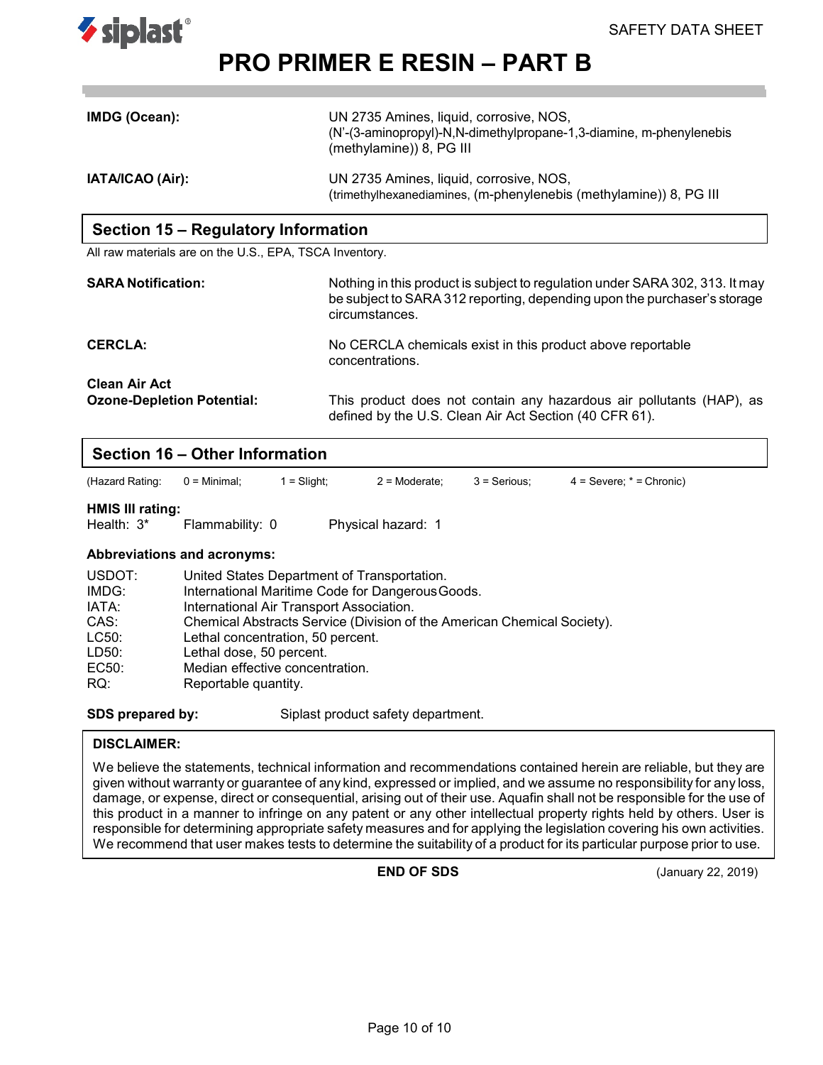| | |
|---|---|
| **IMDG (Ocean):** | UN 2735 Amines, liquid, corrosive, NOS, (N'-(3-aminopropyl)-N,N-dimethylpropane-1,3-diamine, m-phenylenebis (methylamine)) 8, PG III |
| **IATA/ICAO (Air):** | UN 2735 Amines, liquid, corrosive, NOS, (trimethylhexanediamines, (m-phenylenebis (methylamine)) 8, PG III |

## Section 15 – Regulatory Information

All raw materials are on the U.S., EPA, TSCA Inventory.

| | |
|---|---|
| **SARA Notification:** | Nothing in this product is subject to regulation under SARA 302, 313. It may be subject to SARA 312 reporting, depending upon the purchaser's storage circumstances. |
| **CERCLA:** | No CERCLA chemicals exist in this product above reportable concentrations. |
| **Clean Air Act Ozone-Depletion Potential:** | This product does not contain any hazardous air pollutants (HAP), as defined by the U.S. Clean Air Act Section (40 CFR 61). |

## Section 16 – Other Information

(Hazard Rating: 0 = Minimal; 1 = Slight; 2 = Moderate; 3 = Serious; 4 = Severe; * = Chronic)

**HMIS III rating:**
Health: 3* Flammability: 0 Physical hazard: 1

**Abbreviations and acronyms:**

| | |
|---|---|
| USDOT: | United States Department of Transportation. |
| IMDG: | International Maritime Code for Dangerous Goods. |
| IATA: | International Air Transport Association. |
| CAS: | Chemical Abstracts Service (Division of the American Chemical Society). |
| LC50: | Lethal concentration, 50 percent. |
| LD50: | Lethal dose, 50 percent. |
| EC50: | Median effective concentration. |
| RQ: | Reportable quantity. |

**SDS prepared by:** Siplast product safety department.

**DISCLAIMER:**

We believe the statements, technical information and recommendations contained herein are reliable, but they are given without warranty or guarantee of any kind, expressed or implied, and we assume no responsibility for any loss, damage, or expense, direct or consequential, arising out of their use. Aquafin shall not be responsible for the use of this product in a manner to infringe on any patent or any other intellectual property rights held by others. User is responsible for determining appropriate safety measures and for applying the legislation covering his own activities. We recommend that user makes tests to determine the suitability of a product for its particular purpose prior to use.

**END OF SDS** (January 22, 2019)